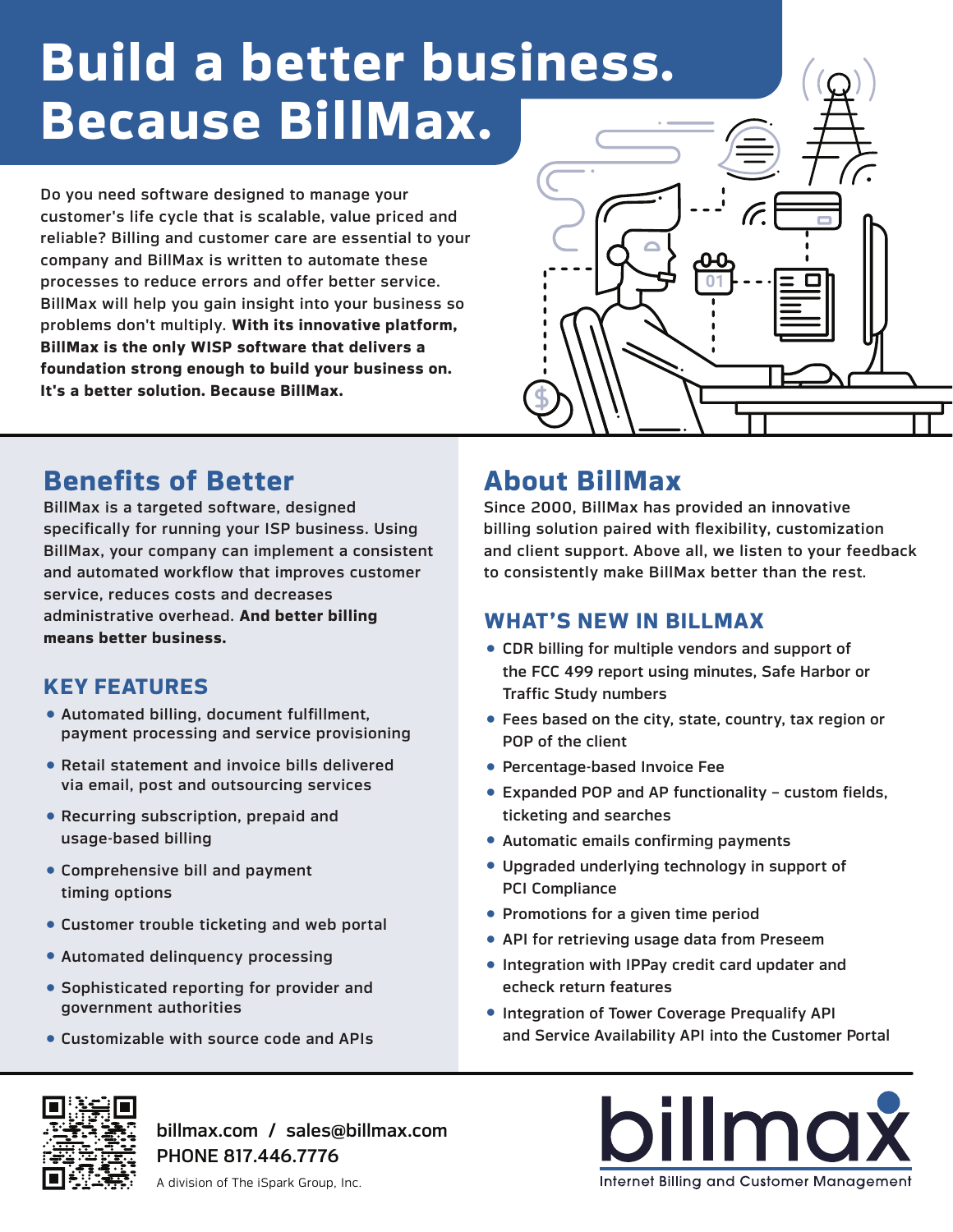# Build a better business. Because BillMax.

Do you need software designed to manage your customer's life cycle that is scalable, value priced and reliable? Billing and customer care are essential to your company and BillMax is written to automate these processes to reduce errors and offer better service. BillMax will help you gain insight into your business so problems don't multiply. **With its innovative platform, BillMax is the only WISP software that delivers a foundation strong enough to build your business on. It's a better solution. Because BillMax.**

## Benefits of Better

BillMax is a targeted software, designed specifically for running your ISP business. Using BillMax, your company can implement a consistent and automated workflow that improves customer service, reduces costs and decreases administrative overhead. **And better billing means better business.**

### KEY FEATURES

- Automated billing, document fulfillment, payment processing and service provisioning
- Retail statement and invoice bills delivered via email, post and outsourcing services
- Recurring subscription, prepaid and usage-based billing
- Comprehensive bill and payment timing options
- Customer trouble ticketing and web portal
- Automated delinquency processing
- Sophisticated reporting for provider and government authorities
- Customizable with source code and APIs

## About BillMax

Since 2000, BillMax has provided an innovative billing solution paired with flexibility, customization and client support. Above all, we listen to your feedback to consistently make BillMax better than the rest.

### WHAT'S NEW IN BILLMAX

- CDR billing for multiple vendors and support of the FCC 499 report using minutes, Safe Harbor or Traffic Study numbers
- Fees based on the city, state, country, tax region or POP of the client
- Percentage-based Invoice Fee
- Expanded POP and AP functionality – custom fields, ticketing and searches
- Automatic emails confirming payments
- Upgraded underlying technology in support of PCI Compliance
- Promotions for a given time period
- API for retrieving usage data from Preseem
- Integration with IPPay credit card updater and echeck return features
- Integration of Tower Coverage Prequalify API and Service Availability API into the Customer Portal

billmax.com / sales@billmax.com
PHONE 817.446.7776

A division of The iSpark Group, Inc.

billmax
Internet Billing and Customer Management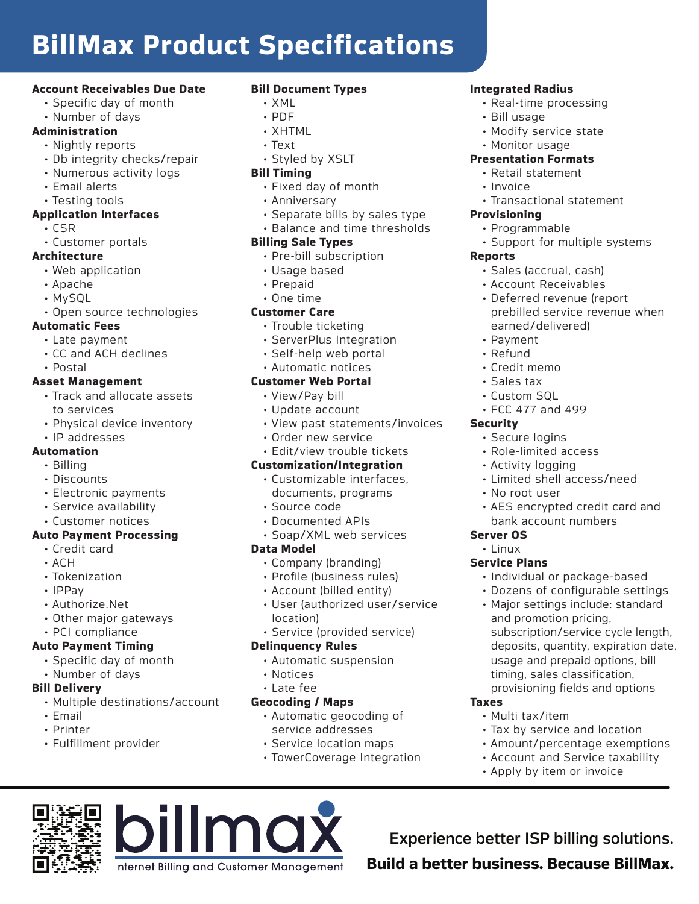# BillMax Product Specifications

**Account Receivables Due Date**
- Specific day of month
- Number of days

**Administration**
- Nightly reports
- Db integrity checks/repair
- Numerous activity logs
- Email alerts
- Testing tools

**Application Interfaces**
- CSR
- Customer portals

**Architecture**
- Web application
- Apache
- MySQL
- Open source technologies

**Automatic Fees**
- Late payment
- CC and ACH declines
- Postal

**Asset Management**
- Track and allocate assets to services
- Physical device inventory
- IP addresses

**Automation**
- Billing
- Discounts
- Electronic payments
- Service availability
- Customer notices

**Auto Payment Processing**
- Credit card
- ACH
- Tokenization
- IPPay
- Authorize.Net
- Other major gateways
- PCI compliance

**Auto Payment Timing**
- Specific day of month
- Number of days

**Bill Delivery**
- Multiple destinations/account
- Email
- Printer
- Fulfillment provider

**Bill Document Types**
- XML
- PDF
- XHTML
- Text
- Styled by XSLT

**Bill Timing**
- Fixed day of month
- Anniversary
- Separate bills by sales type
- Balance and time thresholds

**Billing Sale Types**
- Pre-bill subscription
- Usage based
- Prepaid
- One time

**Customer Care**
- Trouble ticketing
- ServerPlus Integration
- Self-help web portal
- Automatic notices

**Customer Web Portal**
- View/Pay bill
- Update account
- View past statements/invoices
- Order new service
- Edit/view trouble tickets

**Customization/Integration**
- Customizable interfaces, documents, programs
- Source code
- Documented APIs
- Soap/XML web services

**Data Model**
- Company (branding)
- Profile (business rules)
- Account (billed entity)
- User (authorized user/service location)
- Service (provided service)

**Delinquency Rules**
- Automatic suspension
- Notices
- Late fee

**Geocoding / Maps**
- Automatic geocoding of service addresses
- Service location maps
- TowerCoverage Integration

**Integrated Radius**
- Real-time processing
- Bill usage
- Modify service state
- Monitor usage

**Presentation Formats**
- Retail statement
- Invoice
- Transactional statement

**Provisioning**
- Programmable
- Support for multiple systems

**Reports**
- Sales (accrual, cash)
- Account Receivables
- Deferred revenue (report prebilled service revenue when earned/delivered)
- Payment
- Refund
- Credit memo
- Sales tax
- Custom SQL
- FCC 477 and 499

**Security**
- Secure logins
- Role-limited access
- Activity logging
- Limited shell access/need
- No root user
- AES encrypted credit card and bank account numbers

**Server OS**
- Linux

**Service Plans**
- Individual or package-based
- Dozens of configurable settings
- Major settings include: standard and promotion pricing, subscription/service cycle length, deposits, quantity, expiration date, usage and prepaid options, bill timing, sales classification, provisioning fields and options

**Taxes**
- Multi tax/item
- Tax by service and location
- Amount/percentage exemptions
- Account and Service taxability
- Apply by item or invoice

---

billmax
Internet Billing and Customer Management

Experience better ISP billing solutions.
**Build a better business. Because BillMax.**